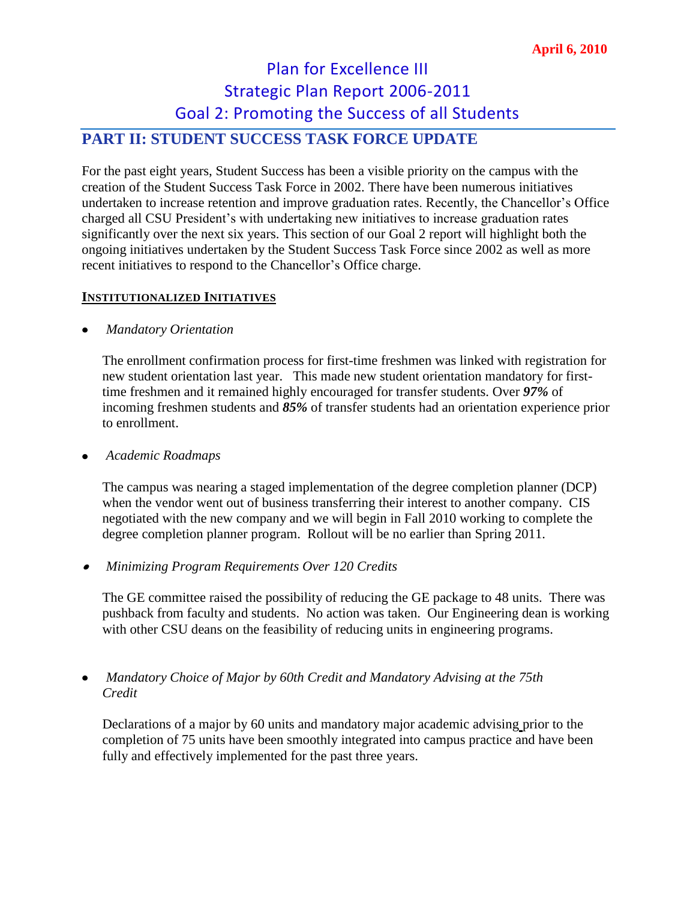April 6, 2010

# Plan for Excellence III
# Strategic Plan Report 2006-2011
# Goal 2: Promoting the Success of all Students

## PART II: STUDENT SUCCESS TASK FORCE UPDATE

For the past eight years, Student Success has been a visible priority on the campus with the creation of the Student Success Task Force in 2002. There have been numerous initiatives undertaken to increase retention and improve graduation rates. Recently, the Chancellor's Office charged all CSU President's with undertaking new initiatives to increase graduation rates significantly over the next six years. This section of our Goal 2 report will highlight both the ongoing initiatives undertaken by the Student Success Task Force since 2002 as well as more recent initiatives to respond to the Chancellor's Office charge.

### INSTITUTIONALIZED INITIATIVES

- *Mandatory Orientation*

  The enrollment confirmation process for first-time freshmen was linked with registration for new student orientation last year. This made new student orientation mandatory for first-time freshmen and it remained highly encouraged for transfer students. Over ***97%*** of incoming freshmen students and ***85%*** of transfer students had an orientation experience prior to enrollment.

- *Academic Roadmaps*

  The campus was nearing a staged implementation of the degree completion planner (DCP) when the vendor went out of business transferring their interest to another company. CIS negotiated with the new company and we will begin in Fall 2010 working to complete the degree completion planner program. Rollout will be no earlier than Spring 2011.

- *Minimizing Program Requirements Over 120 Credits*

  The GE committee raised the possibility of reducing the GE package to 48 units. There was pushback from faculty and students. No action was taken. Our Engineering dean is working with other CSU deans on the feasibility of reducing units in engineering programs.

- *Mandatory Choice of Major by 60th Credit and Mandatory Advising at the 75th Credit*

  Declarations of a major by 60 units and mandatory major academic advising prior to the completion of 75 units have been smoothly integrated into campus practice and have been fully and effectively implemented for the past three years.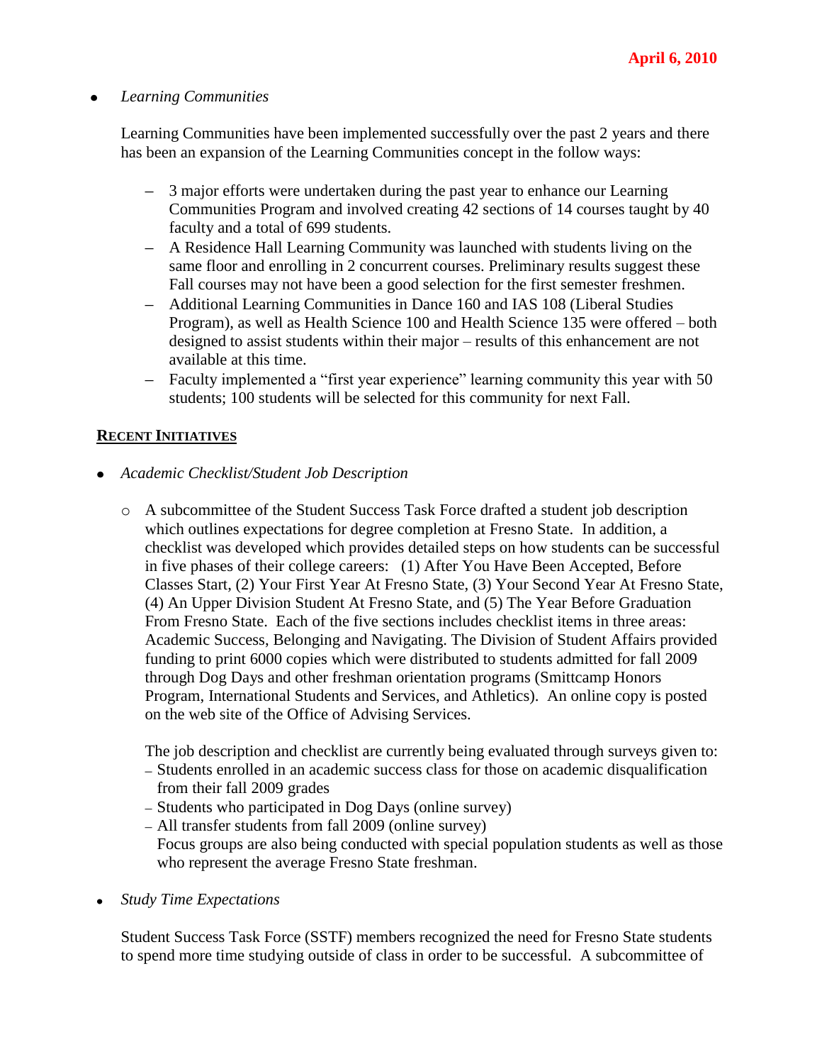**April 6, 2010**

- *Learning Communities*

  Learning Communities have been implemented successfully over the past 2 years and there has been an expansion of the Learning Communities concept in the follow ways:

  - 3 major efforts were undertaken during the past year to enhance our Learning Communities Program and involved creating 42 sections of 14 courses taught by 40 faculty and a total of 699 students.
  - A Residence Hall Learning Community was launched with students living on the same floor and enrolling in 2 concurrent courses. Preliminary results suggest these Fall courses may not have been a good selection for the first semester freshmen.
  - Additional Learning Communities in Dance 160 and IAS 108 (Liberal Studies Program), as well as Health Science 100 and Health Science 135 were offered – both designed to assist students within their major – results of this enhancement are not available at this time.
  - Faculty implemented a "first year experience" learning community this year with 50 students; 100 students will be selected for this community for next Fall.

## RECENT INITIATIVES

- *Academic Checklist/Student Job Description*

  - A subcommittee of the Student Success Task Force drafted a student job description which outlines expectations for degree completion at Fresno State. In addition, a checklist was developed which provides detailed steps on how students can be successful in five phases of their college careers: (1) After You Have Been Accepted, Before Classes Start, (2) Your First Year At Fresno State, (3) Your Second Year At Fresno State, (4) An Upper Division Student At Fresno State, and (5) The Year Before Graduation From Fresno State. Each of the five sections includes checklist items in three areas: Academic Success, Belonging and Navigating. The Division of Student Affairs provided funding to print 6000 copies which were distributed to students admitted for fall 2009 through Dog Days and other freshman orientation programs (Smittcamp Honors Program, International Students and Services, and Athletics). An online copy is posted on the web site of the Office of Advising Services.

    The job description and checklist are currently being evaluated through surveys given to:

    - Students enrolled in an academic success class for those on academic disqualification from their fall 2009 grades
    - Students who participated in Dog Days (online survey)
    - All transfer students from fall 2009 (online survey)

    Focus groups are also being conducted with special population students as well as those who represent the average Fresno State freshman.

- *Study Time Expectations*

  Student Success Task Force (SSTF) members recognized the need for Fresno State students to spend more time studying outside of class in order to be successful. A subcommittee of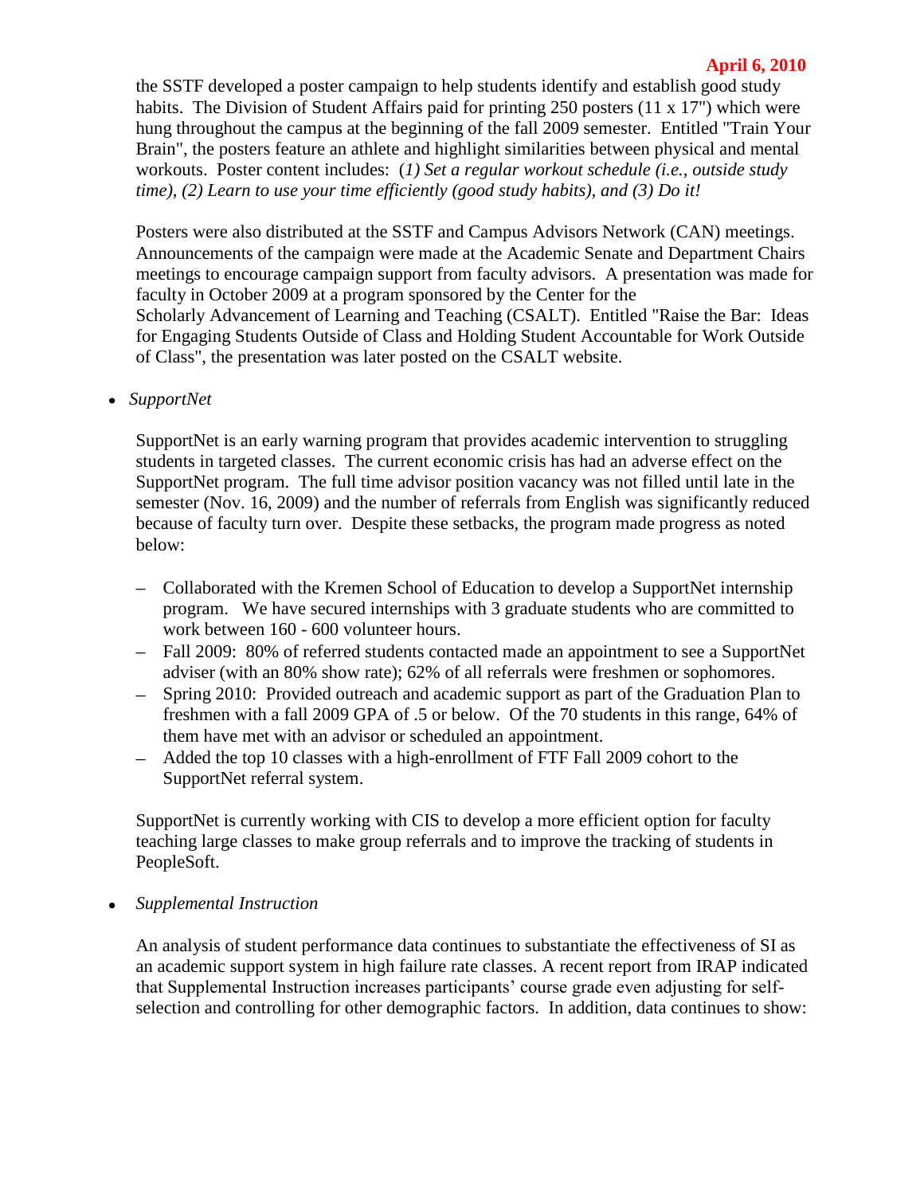the SSTF developed a poster campaign to help students identify and establish good study habits. The Division of Student Affairs paid for printing 250 posters (11 x 17") which were hung throughout the campus at the beginning of the fall 2009 semester. Entitled "Train Your Brain", the posters feature an athlete and highlight similarities between physical and mental workouts. Poster content includes: (*1) Set a regular workout schedule (i.e., outside study time), (2) Learn to use your time efficiently (good study habits), and (3) Do it!*

Posters were also distributed at the SSTF and Campus Advisors Network (CAN) meetings. Announcements of the campaign were made at the Academic Senate and Department Chairs meetings to encourage campaign support from faculty advisors. A presentation was made for faculty in October 2009 at a program sponsored by the Center for the Scholarly Advancement of Learning and Teaching (CSALT). Entitled "Raise the Bar: Ideas for Engaging Students Outside of Class and Holding Student Accountable for Work Outside of Class", the presentation was later posted on the CSALT website.

- *SupportNet*

  SupportNet is an early warning program that provides academic intervention to struggling students in targeted classes. The current economic crisis has had an adverse effect on the SupportNet program. The full time advisor position vacancy was not filled until late in the semester (Nov. 16, 2009) and the number of referrals from English was significantly reduced because of faculty turn over. Despite these setbacks, the program made progress as noted below:

  - Collaborated with the Kremen School of Education to develop a SupportNet internship program. We have secured internships with 3 graduate students who are committed to work between 160 - 600 volunteer hours.
  - Fall 2009: 80% of referred students contacted made an appointment to see a SupportNet adviser (with an 80% show rate); 62% of all referrals were freshmen or sophomores.
  - Spring 2010: Provided outreach and academic support as part of the Graduation Plan to freshmen with a fall 2009 GPA of .5 or below. Of the 70 students in this range, 64% of them have met with an advisor or scheduled an appointment.
  - Added the top 10 classes with a high-enrollment of FTF Fall 2009 cohort to the SupportNet referral system.

  SupportNet is currently working with CIS to develop a more efficient option for faculty teaching large classes to make group referrals and to improve the tracking of students in PeopleSoft.

- *Supplemental Instruction*

  An analysis of student performance data continues to substantiate the effectiveness of SI as an academic support system in high failure rate classes. A recent report from IRAP indicated that Supplemental Instruction increases participants' course grade even adjusting for self-selection and controlling for other demographic factors. In addition, data continues to show: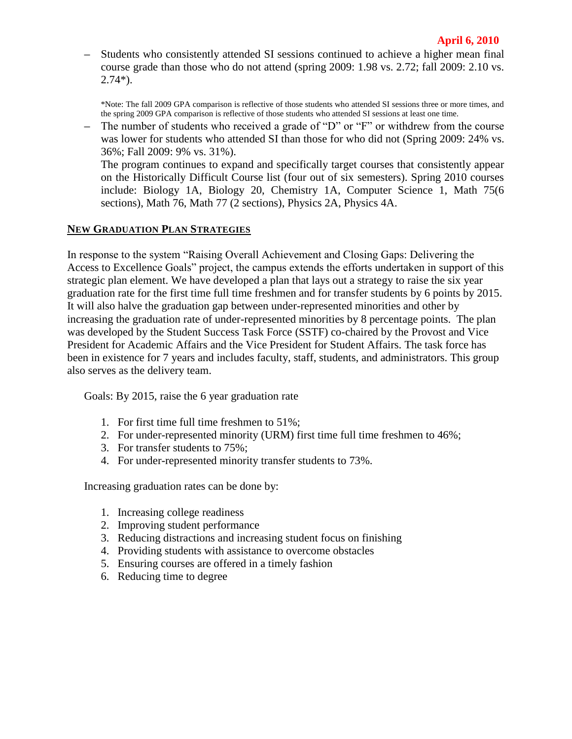– Students who consistently attended SI sessions continued to achieve a higher mean final course grade than those who do not attend (spring 2009: 1.98 vs. 2.72; fall 2009: 2.10 vs. 2.74*).

*Note: The fall 2009 GPA comparison is reflective of those students who attended SI sessions three or more times, and the spring 2009 GPA comparison is reflective of those students who attended SI sessions at least one time.

– The number of students who received a grade of "D" or "F" or withdrew from the course was lower for students who attended SI than those for who did not (Spring 2009: 24% vs. 36%; Fall 2009: 9% vs. 31%).
The program continues to expand and specifically target courses that consistently appear on the Historically Difficult Course list (four out of six semesters). Spring 2010 courses include: Biology 1A, Biology 20, Chemistry 1A, Computer Science 1, Math 75(6 sections), Math 76, Math 77 (2 sections), Physics 2A, Physics 4A.

## NEW GRADUATION PLAN STRATEGIES

In response to the system "Raising Overall Achievement and Closing Gaps: Delivering the Access to Excellence Goals" project, the campus extends the efforts undertaken in support of this strategic plan element. We have developed a plan that lays out a strategy to raise the six year graduation rate for the first time full time freshmen and for transfer students by 6 points by 2015. It will also halve the graduation gap between under-represented minorities and other by increasing the graduation rate of under-represented minorities by 8 percentage points. The plan was developed by the Student Success Task Force (SSTF) co-chaired by the Provost and Vice President for Academic Affairs and the Vice President for Student Affairs. The task force has been in existence for 7 years and includes faculty, staff, students, and administrators. This group also serves as the delivery team.

Goals: By 2015, raise the 6 year graduation rate

1. For first time full time freshmen to 51%;
2. For under-represented minority (URM) first time full time freshmen to 46%;
3. For transfer students to 75%;
4. For under-represented minority transfer students to 73%.

Increasing graduation rates can be done by:

1. Increasing college readiness
2. Improving student performance
3. Reducing distractions and increasing student focus on finishing
4. Providing students with assistance to overcome obstacles
5. Ensuring courses are offered in a timely fashion
6. Reducing time to degree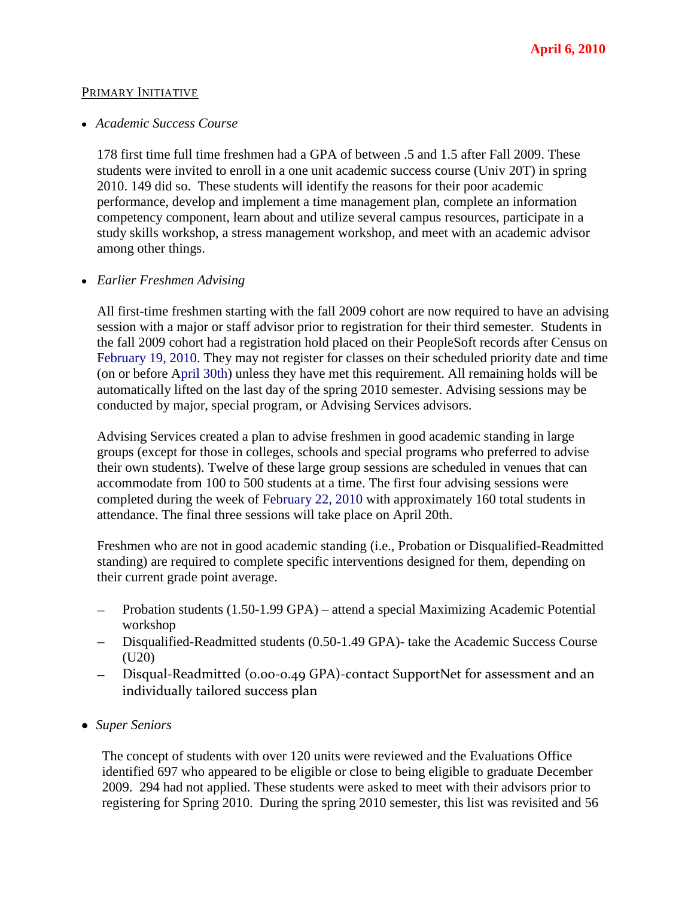**April 6, 2010**

## PRIMARY INITIATIVE

- *Academic Success Course*

  178 first time full time freshmen had a GPA of between .5 and 1.5 after Fall 2009. These students were invited to enroll in a one unit academic success course (Univ 20T) in spring 2010. 149 did so. These students will identify the reasons for their poor academic performance, develop and implement a time management plan, complete an information competency component, learn about and utilize several campus resources, participate in a study skills workshop, a stress management workshop, and meet with an academic advisor among other things.

- *Earlier Freshmen Advising*

  All first-time freshmen starting with the fall 2009 cohort are now required to have an advising session with a major or staff advisor prior to registration for their third semester. Students in the fall 2009 cohort had a registration hold placed on their PeopleSoft records after Census on February 19, 2010. They may not register for classes on their scheduled priority date and time (on or before April 30th) unless they have met this requirement. All remaining holds will be automatically lifted on the last day of the spring 2010 semester. Advising sessions may be conducted by major, special program, or Advising Services advisors.

  Advising Services created a plan to advise freshmen in good academic standing in large groups (except for those in colleges, schools and special programs who preferred to advise their own students). Twelve of these large group sessions are scheduled in venues that can accommodate from 100 to 500 students at a time. The first four advising sessions were completed during the week of February 22, 2010 with approximately 160 total students in attendance. The final three sessions will take place on April 20th.

  Freshmen who are not in good academic standing (i.e., Probation or Disqualified-Readmitted standing) are required to complete specific interventions designed for them, depending on their current grade point average.

  - Probation students (1.50-1.99 GPA) – attend a special Maximizing Academic Potential workshop
  - Disqualified-Readmitted students (0.50-1.49 GPA)- take the Academic Success Course (U20)
  - Disqual-Readmitted (0.00-0.49 GPA)-contact SupportNet for assessment and an individually tailored success plan

- *Super Seniors*

  The concept of students with over 120 units were reviewed and the Evaluations Office identified 697 who appeared to be eligible or close to being eligible to graduate December 2009. 294 had not applied. These students were asked to meet with their advisors prior to registering for Spring 2010. During the spring 2010 semester, this list was revisited and 56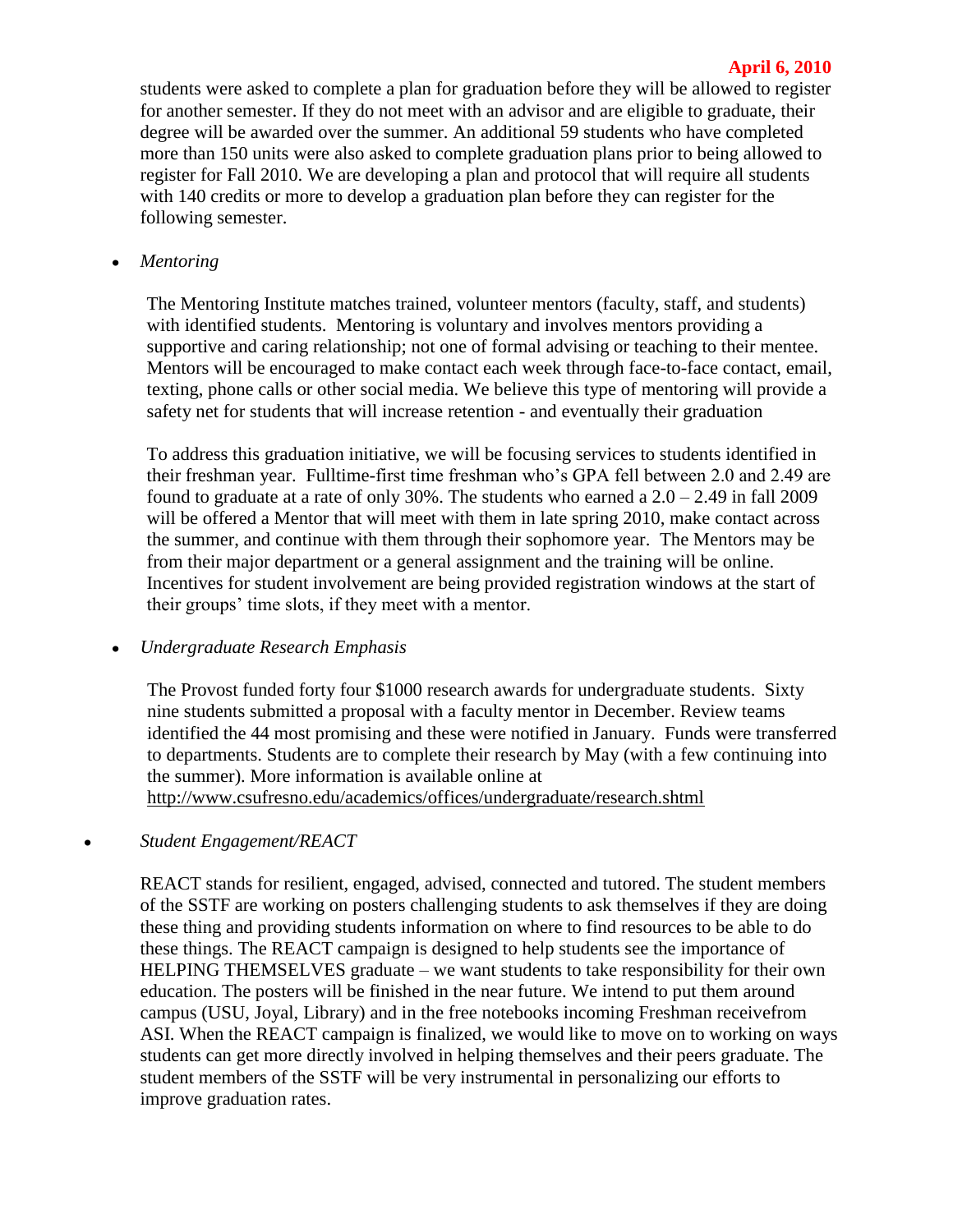students were asked to complete a plan for graduation before they will be allowed to register for another semester. If they do not meet with an advisor and are eligible to graduate, their degree will be awarded over the summer. An additional 59 students who have completed more than 150 units were also asked to complete graduation plans prior to being allowed to register for Fall 2010. We are developing a plan and protocol that will require all students with 140 credits or more to develop a graduation plan before they can register for the following semester.

- *Mentoring*

  The Mentoring Institute matches trained, volunteer mentors (faculty, staff, and students) with identified students. Mentoring is voluntary and involves mentors providing a supportive and caring relationship; not one of formal advising or teaching to their mentee. Mentors will be encouraged to make contact each week through face-to-face contact, email, texting, phone calls or other social media. We believe this type of mentoring will provide a safety net for students that will increase retention - and eventually their graduation

  To address this graduation initiative, we will be focusing services to students identified in their freshman year. Fulltime-first time freshman who's GPA fell between 2.0 and 2.49 are found to graduate at a rate of only 30%. The students who earned a 2.0 – 2.49 in fall 2009 will be offered a Mentor that will meet with them in late spring 2010, make contact across the summer, and continue with them through their sophomore year. The Mentors may be from their major department or a general assignment and the training will be online. Incentives for student involvement are being provided registration windows at the start of their groups' time slots, if they meet with a mentor.

- *Undergraduate Research Emphasis*

  The Provost funded forty four $1000 research awards for undergraduate students. Sixty nine students submitted a proposal with a faculty mentor in December. Review teams identified the 44 most promising and these were notified in January. Funds were transferred to departments. Students are to complete their research by May (with a few continuing into the summer). More information is available online at http://www.csufresno.edu/academics/offices/undergraduate/research.shtml

- *Student Engagement/REACT*

  REACT stands for resilient, engaged, advised, connected and tutored. The student members of the SSTF are working on posters challenging students to ask themselves if they are doing these thing and providing students information on where to find resources to be able to do these things. The REACT campaign is designed to help students see the importance of HELPING THEMSELVES graduate – we want students to take responsibility for their own education. The posters will be finished in the near future. We intend to put them around campus (USU, Joyal, Library) and in the free notebooks incoming Freshman receivefrom ASI. When the REACT campaign is finalized, we would like to move on to working on ways students can get more directly involved in helping themselves and their peers graduate. The student members of the SSTF will be very instrumental in personalizing our efforts to improve graduation rates.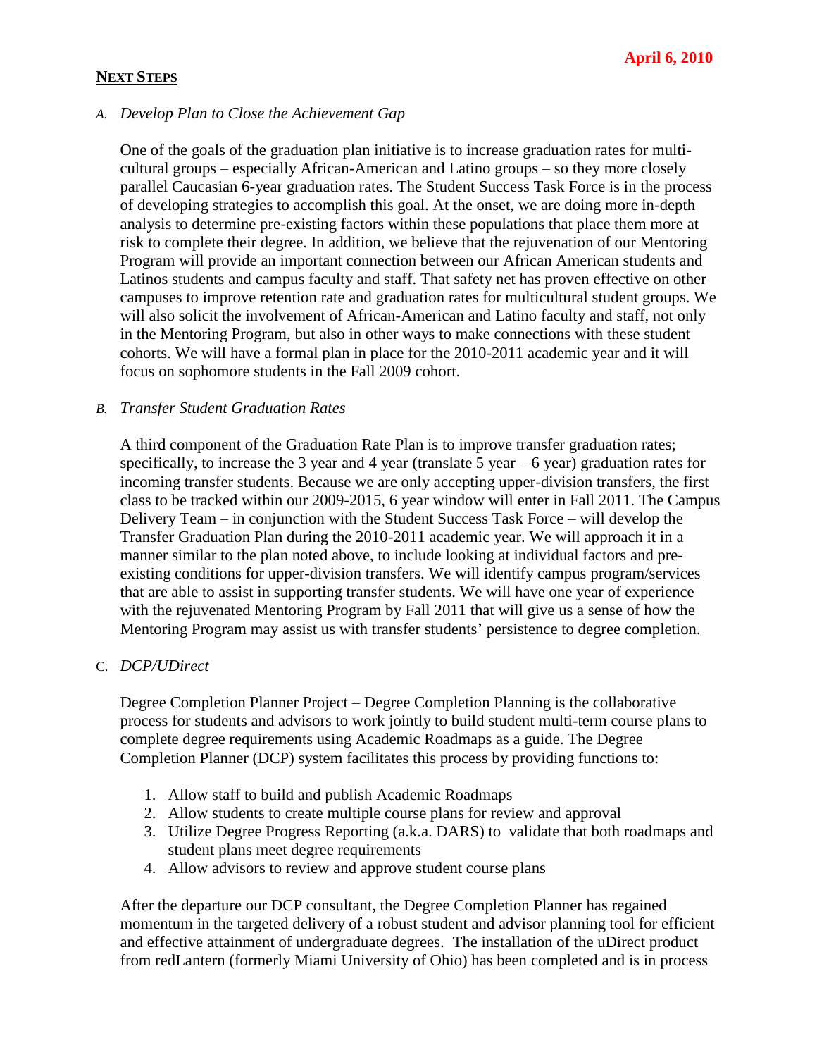**April 6, 2010**

## NEXT STEPS

*A. Develop Plan to Close the Achievement Gap*

One of the goals of the graduation plan initiative is to increase graduation rates for multi-cultural groups – especially African-American and Latino groups – so they more closely parallel Caucasian 6-year graduation rates. The Student Success Task Force is in the process of developing strategies to accomplish this goal. At the onset, we are doing more in-depth analysis to determine pre-existing factors within these populations that place them more at risk to complete their degree. In addition, we believe that the rejuvenation of our Mentoring Program will provide an important connection between our African American students and Latinos students and campus faculty and staff. That safety net has proven effective on other campuses to improve retention rate and graduation rates for multicultural student groups. We will also solicit the involvement of African-American and Latino faculty and staff, not only in the Mentoring Program, but also in other ways to make connections with these student cohorts. We will have a formal plan in place for the 2010-2011 academic year and it will focus on sophomore students in the Fall 2009 cohort.

*B. Transfer Student Graduation Rates*

A third component of the Graduation Rate Plan is to improve transfer graduation rates; specifically, to increase the 3 year and 4 year (translate 5 year – 6 year) graduation rates for incoming transfer students. Because we are only accepting upper-division transfers, the first class to be tracked within our 2009-2015, 6 year window will enter in Fall 2011. The Campus Delivery Team – in conjunction with the Student Success Task Force – will develop the Transfer Graduation Plan during the 2010-2011 academic year. We will approach it in a manner similar to the plan noted above, to include looking at individual factors and pre-existing conditions for upper-division transfers. We will identify campus program/services that are able to assist in supporting transfer students. We will have one year of experience with the rejuvenated Mentoring Program by Fall 2011 that will give us a sense of how the Mentoring Program may assist us with transfer students' persistence to degree completion.

C. *DCP/UDirect*

Degree Completion Planner Project – Degree Completion Planning is the collaborative process for students and advisors to work jointly to build student multi-term course plans to complete degree requirements using Academic Roadmaps as a guide. The Degree Completion Planner (DCP) system facilitates this process by providing functions to:

1. Allow staff to build and publish Academic Roadmaps
2. Allow students to create multiple course plans for review and approval
3. Utilize Degree Progress Reporting (a.k.a. DARS) to validate that both roadmaps and student plans meet degree requirements
4. Allow advisors to review and approve student course plans

After the departure our DCP consultant, the Degree Completion Planner has regained momentum in the targeted delivery of a robust student and advisor planning tool for efficient and effective attainment of undergraduate degrees. The installation of the uDirect product from redLantern (formerly Miami University of Ohio) has been completed and is in process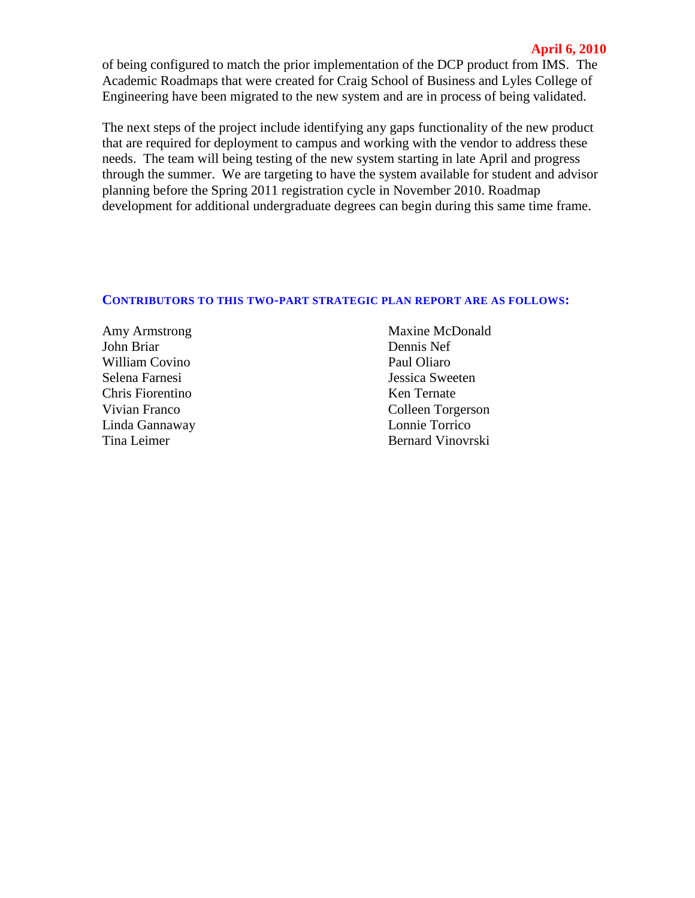of being configured to match the prior implementation of the DCP product from IMS. The Academic Roadmaps that were created for Craig School of Business and Lyles College of Engineering have been migrated to the new system and are in process of being validated.

The next steps of the project include identifying any gaps functionality of the new product that are required for deployment to campus and working with the vendor to address these needs. The team will being testing of the new system starting in late April and progress through the summer. We are targeting to have the system available for student and advisor planning before the Spring 2011 registration cycle in November 2010. Roadmap development for additional undergraduate degrees can begin during this same time frame.

### CONTRIBUTORS TO THIS TWO-PART STRATEGIC PLAN REPORT ARE AS FOLLOWS:

Amy Armstrong
John Briar
William Covino
Selena Farnesi
Chris Fiorentino
Vivian Franco
Linda Gannaway
Tina Leimer
Maxine McDonald
Dennis Nef
Paul Oliaro
Jessica Sweeten
Ken Ternate
Colleen Torgerson
Lonnie Torrico
Bernard Vinovrski